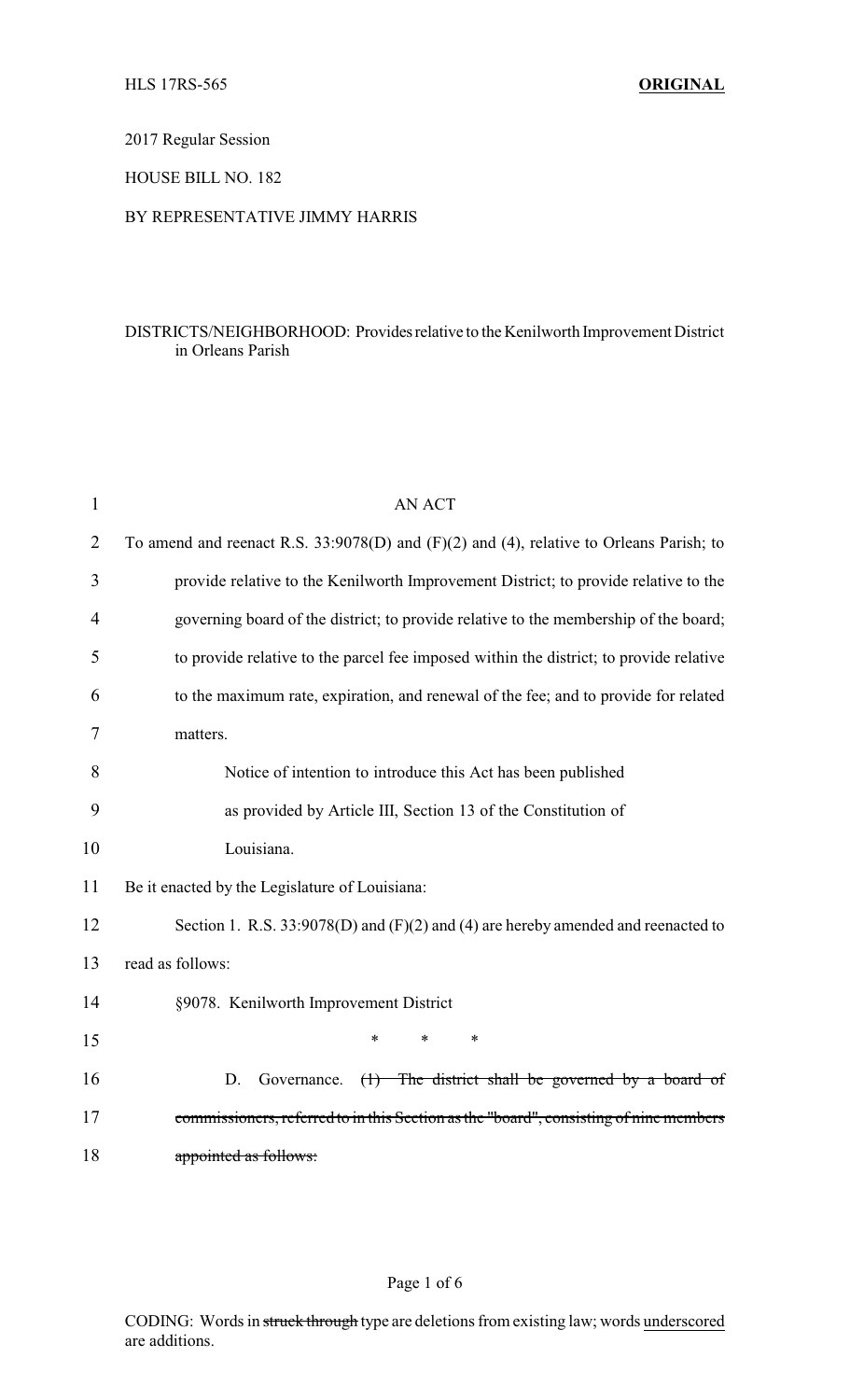HLS 17RS-565 **ORIGINAL**

2017 Regular Session

HOUSE BILL NO. 182

BY REPRESENTATIVE JIMMY HARRIS

DISTRICTS/NEIGHBORHOOD: Provides relative to the Kenilworth Improvement District in Orleans Parish

AN ACT

To amend and reenact R.S. 33:9078(D) and (F)(2) and (4), relative to Orleans Parish; to provide relative to the Kenilworth Improvement District; to provide relative to the governing board of the district; to provide relative to the membership of the board; to provide relative to the parcel fee imposed within the district; to provide relative to the maximum rate, expiration, and renewal of the fee; and to provide for related matters.

Notice of intention to introduce this Act has been published as provided by Article III, Section 13 of the Constitution of Louisiana.

Be it enacted by the Legislature of Louisiana:

Section 1. R.S. 33:9078(D) and (F)(2) and (4) are hereby amended and reenacted to read as follows:

§9078. Kenilworth Improvement District

\* \* \*

D. Governance. ~~(1) The district shall be governed by a board of commissioners, referred to in this Section as the "board", consisting of nine members appointed as follows:~~

CODING: Words in ~~struck through~~ type are deletions from existing law; words underscored are additions.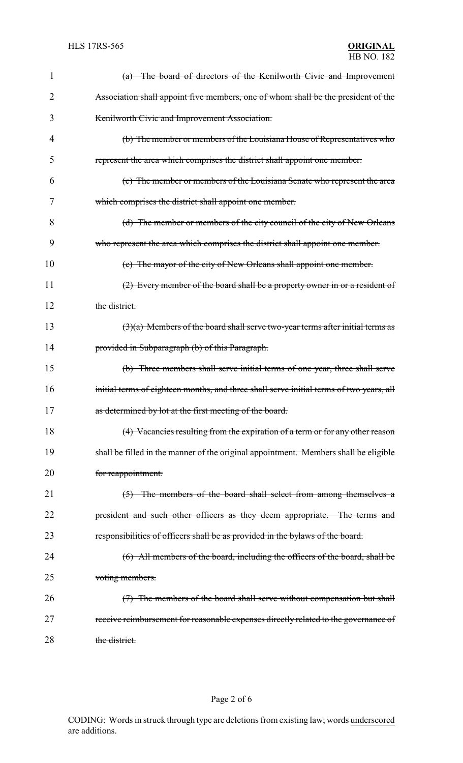~~(a) The board of directors of the Kenilworth Civic and Improvement Association shall appoint five members, one of whom shall be the president of the Kenilworth Civic and Improvement Association.~~

~~(b) The member or members of the Louisiana House of Representatives who represent the area which comprises the district shall appoint one member.~~

~~(c) The member or members of the Louisiana Senate who represent the area which comprises the district shall appoint one member.~~

~~(d) The member or members of the city council of the city of New Orleans who represent the area which comprises the district shall appoint one member.~~

~~(e) The mayor of the city of New Orleans shall appoint one member.~~

~~(2) Every member of the board shall be a property owner in or a resident of the district.~~

~~(3)(a) Members of the board shall serve two-year terms after initial terms as provided in Subparagraph (b) of this Paragraph.~~

~~(b) Three members shall serve initial terms of one year, three shall serve initial terms of eighteen months, and three shall serve initial terms of two years, all as determined by lot at the first meeting of the board.~~

~~(4) Vacancies resulting from the expiration of a term or for any other reason shall be filled in the manner of the original appointment. Members shall be eligible for reappointment.~~

~~(5) The members of the board shall select from among themselves a president and such other officers as they deem appropriate. The terms and responsibilities of officers shall be as provided in the bylaws of the board.~~

~~(6) All members of the board, including the officers of the board, shall be voting members.~~

~~(7) The members of the board shall serve without compensation but shall receive reimbursement for reasonable expenses directly related to the governance of the district.~~

CODING: Words in ~~struck through~~ type are deletions from existing law; words <u>underscored</u> are additions.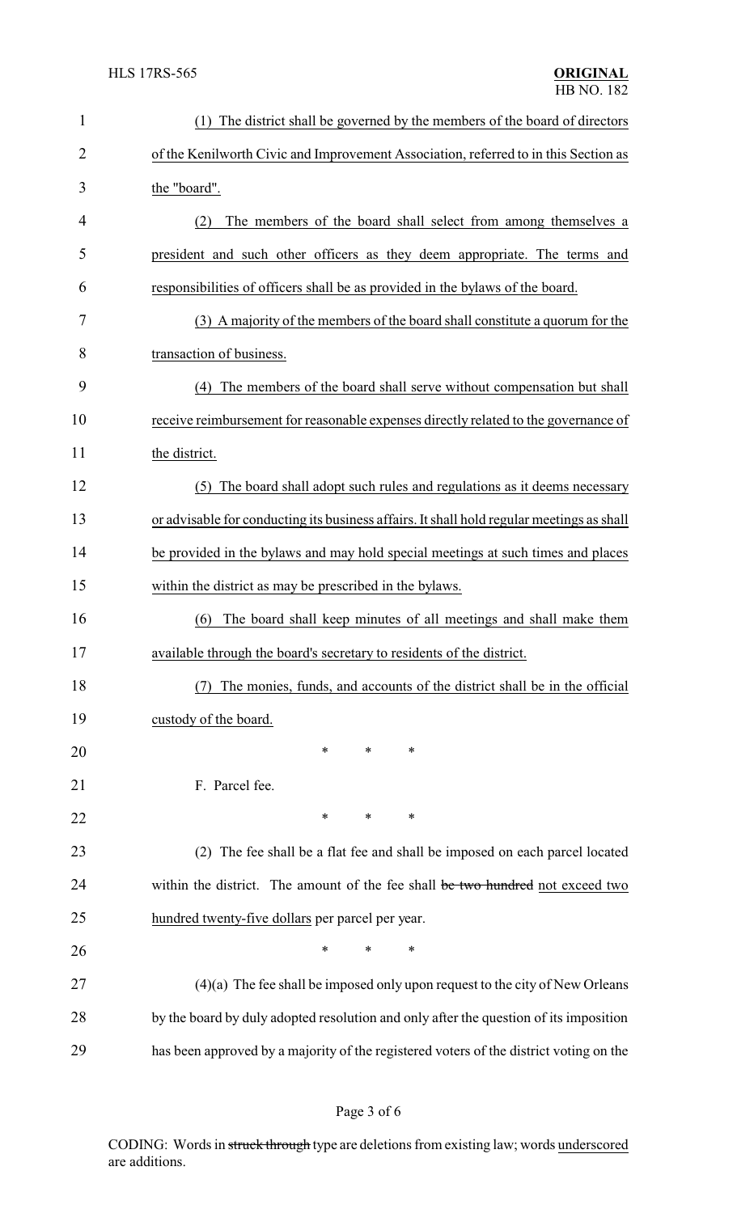(1) The district shall be governed by the members of the board of directors of the Kenilworth Civic and Improvement Association, referred to in this Section as the "board".

(2) The members of the board shall select from among themselves a president and such other officers as they deem appropriate. The terms and responsibilities of officers shall be as provided in the bylaws of the board.

(3) A majority of the members of the board shall constitute a quorum for the transaction of business.

(4) The members of the board shall serve without compensation but shall receive reimbursement for reasonable expenses directly related to the governance of the district.

(5) The board shall adopt such rules and regulations as it deems necessary or advisable for conducting its business affairs. It shall hold regular meetings as shall be provided in the bylaws and may hold special meetings at such times and places within the district as may be prescribed in the bylaws.

(6) The board shall keep minutes of all meetings and shall make them available through the board's secretary to residents of the district.

(7) The monies, funds, and accounts of the district shall be in the official custody of the board.

\* \* \*

F. Parcel fee.

\* \* \*

(2) The fee shall be a flat fee and shall be imposed on each parcel located within the district. The amount of the fee shall ~~be two hundred~~ not exceed two hundred twenty-five dollars per parcel per year.

\* \* \*

(4)(a) The fee shall be imposed only upon request to the city of New Orleans by the board by duly adopted resolution and only after the question of its imposition has been approved by a majority of the registered voters of the district voting on the

CODING: Words in ~~struck through~~ type are deletions from existing law; words underscored are additions.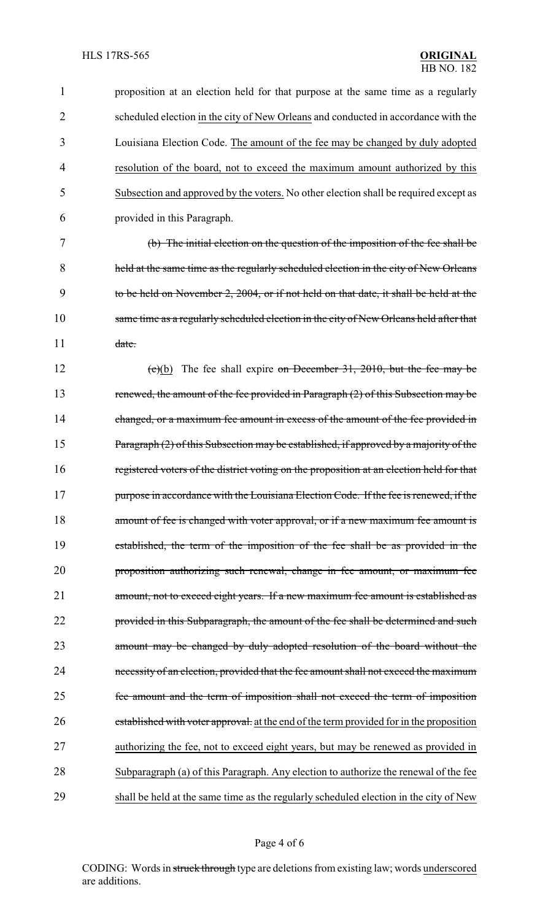proposition at an election held for that purpose at the same time as a regularly scheduled election in the city of New Orleans and conducted in accordance with the Louisiana Election Code. The amount of the fee may be changed by duly adopted resolution of the board, not to exceed the maximum amount authorized by this Subsection and approved by the voters. No other election shall be required except as provided in this Paragraph.

~~(b) The initial election on the question of the imposition of the fee shall be held at the same time as the regularly scheduled election in the city of New Orleans to be held on November 2, 2004, or if not held on that date, it shall be held at the same time as a regularly scheduled election in the city of New Orleans held after that date.~~

~~(c)~~(b) The fee shall expire ~~on December 31, 2010, but the fee may be renewed, the amount of the fee provided in Paragraph (2) of this Subsection may be changed, or a maximum fee amount in excess of the amount of the fee provided in Paragraph (2) of this Subsection may be established, if approved by a majority of the registered voters of the district voting on the proposition at an election held for that purpose in accordance with the Louisiana Election Code. If the fee is renewed, if the amount of fee is changed with voter approval, or if a new maximum fee amount is established, the term of the imposition of the fee shall be as provided in the proposition authorizing such renewal, change in fee amount, or maximum fee amount, not to exceed eight years. If a new maximum fee amount is established as provided in this Subparagraph, the amount of the fee shall be determined and such amount may be changed by duly adopted resolution of the board without the necessity of an election, provided that the fee amount shall not exceed the maximum fee amount and the term of imposition shall not exceed the term of imposition established with voter approval.~~ at the end of the term provided for in the proposition authorizing the fee, not to exceed eight years, but may be renewed as provided in Subparagraph (a) of this Paragraph. Any election to authorize the renewal of the fee shall be held at the same time as the regularly scheduled election in the city of New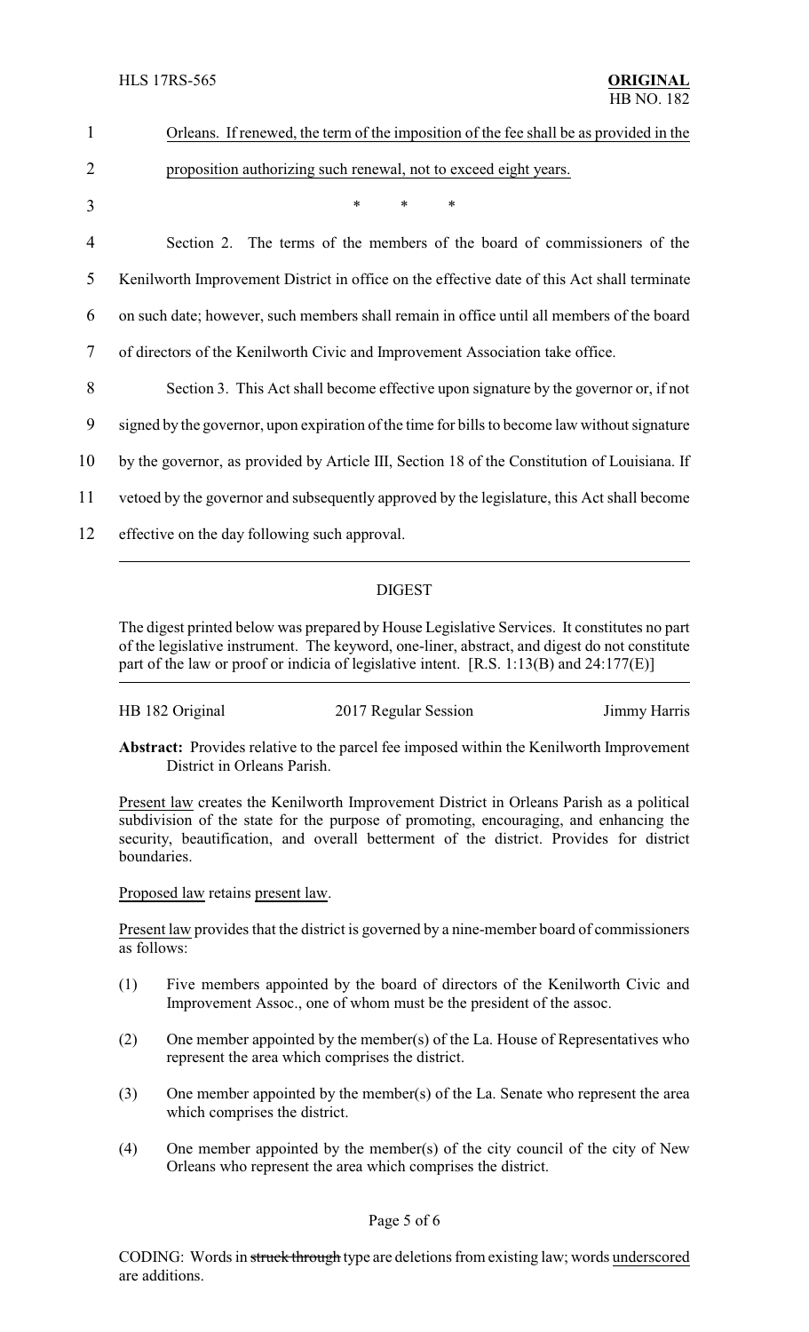1 Orleans. If renewed, the term of the imposition of the fee shall be as provided in the

2 proposition authorizing such renewal, not to exceed eight years.

3 * * *

4 Section 2. The terms of the members of the board of commissioners of the

5 Kenilworth Improvement District in office on the effective date of this Act shall terminate

6 on such date; however, such members shall remain in office until all members of the board

7 of directors of the Kenilworth Civic and Improvement Association take office.

8 Section 3. This Act shall become effective upon signature by the governor or, if not

9 signed by the governor, upon expiration of the time for bills to become law without signature

10 by the governor, as provided by Article III, Section 18 of the Constitution of Louisiana. If

11 vetoed by the governor and subsequently approved by the legislature, this Act shall become

12 effective on the day following such approval.

---

## DIGEST

The digest printed below was prepared by House Legislative Services. It constitutes no part of the legislative instrument. The keyword, one-liner, abstract, and digest do not constitute part of the law or proof or indicia of legislative intent. [R.S. 1:13(B) and 24:177(E)]

---

HB 182 Original 2017 Regular Session Jimmy Harris

**Abstract:** Provides relative to the parcel fee imposed within the Kenilworth Improvement District in Orleans Parish.

Present law creates the Kenilworth Improvement District in Orleans Parish as a political subdivision of the state for the purpose of promoting, encouraging, and enhancing the security, beautification, and overall betterment of the district. Provides for district boundaries.

Proposed law retains present law.

Present law provides that the district is governed by a nine-member board of commissioners as follows:

(1) Five members appointed by the board of directors of the Kenilworth Civic and Improvement Assoc., one of whom must be the president of the assoc.

(2) One member appointed by the member(s) of the La. House of Representatives who represent the area which comprises the district.

(3) One member appointed by the member(s) of the La. Senate who represent the area which comprises the district.

(4) One member appointed by the member(s) of the city council of the city of New Orleans who represent the area which comprises the district.

CODING: Words in ~~struck through~~ type are deletions from existing law; words underscored are additions.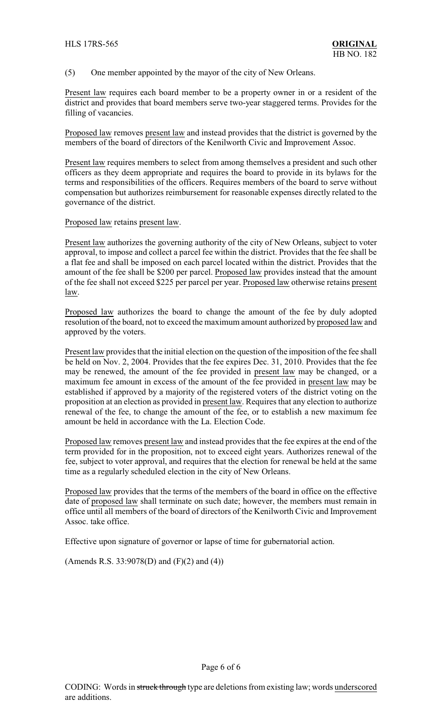(5) One member appointed by the mayor of the city of New Orleans.

Present law requires each board member to be a property owner in or a resident of the district and provides that board members serve two-year staggered terms. Provides for the filling of vacancies.

Proposed law removes present law and instead provides that the district is governed by the members of the board of directors of the Kenilworth Civic and Improvement Assoc.

Present law requires members to select from among themselves a president and such other officers as they deem appropriate and requires the board to provide in its bylaws for the terms and responsibilities of the officers. Requires members of the board to serve without compensation but authorizes reimbursement for reasonable expenses directly related to the governance of the district.

Proposed law retains present law.

Present law authorizes the governing authority of the city of New Orleans, subject to voter approval, to impose and collect a parcel fee within the district. Provides that the fee shall be a flat fee and shall be imposed on each parcel located within the district. Provides that the amount of the fee shall be $200 per parcel. Proposed law provides instead that the amount of the fee shall not exceed $225 per parcel per year. Proposed law otherwise retains present law.

Proposed law authorizes the board to change the amount of the fee by duly adopted resolution of the board, not to exceed the maximum amount authorized by proposed law and approved by the voters.

Present law provides that the initial election on the question of the imposition of the fee shall be held on Nov. 2, 2004. Provides that the fee expires Dec. 31, 2010. Provides that the fee may be renewed, the amount of the fee provided in present law may be changed, or a maximum fee amount in excess of the amount of the fee provided in present law may be established if approved by a majority of the registered voters of the district voting on the proposition at an election as provided in present law. Requires that any election to authorize renewal of the fee, to change the amount of the fee, or to establish a new maximum fee amount be held in accordance with the La. Election Code.

Proposed law removes present law and instead provides that the fee expires at the end of the term provided for in the proposition, not to exceed eight years. Authorizes renewal of the fee, subject to voter approval, and requires that the election for renewal be held at the same time as a regularly scheduled election in the city of New Orleans.

Proposed law provides that the terms of the members of the board in office on the effective date of proposed law shall terminate on such date; however, the members must remain in office until all members of the board of directors of the Kenilworth Civic and Improvement Assoc. take office.

Effective upon signature of governor or lapse of time for gubernatorial action.

(Amends R.S. 33:9078(D) and (F)(2) and (4))